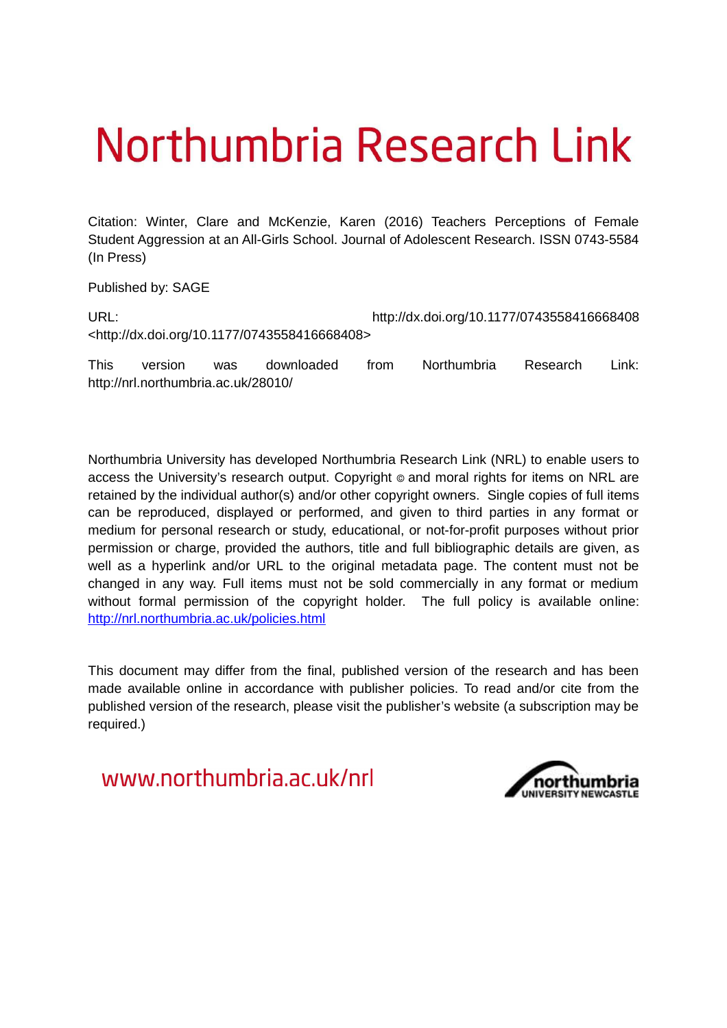# Northumbria Research Link

Citation: Winter, Clare and McKenzie, Karen (2016) Teachers Perceptions of Female Student Aggression at an All-Girls School. Journal of Adolescent Research. ISSN 0743-5584 (In Press)

Published by: SAGE

URL: http://dx.doi.org/10.1177/0743558416668408 <http://dx.doi.org/10.1177/0743558416668408>

This version was downloaded from Northumbria Research Link: http://nrl.northumbria.ac.uk/28010/

Northumbria University has developed Northumbria Research Link (NRL) to enable users to access the University's research output. Copyright © and moral rights for items on NRL are retained by the individual author(s) and/or other copyright owners. Single copies of full items can be reproduced, displayed or performed, and given to third parties in any format or medium for personal research or study, educational, or not-for-profit purposes without prior permission or charge, provided the authors, title and full bibliographic details are given, as well as a hyperlink and/or URL to the original metadata page. The content must not be changed in any way. Full items must not be sold commercially in any format or medium without formal permission of the copyright holder. The full policy is available online: http://nrl.northumbria.ac.uk/policies.html

This document may differ from the final, published version of the research and has been made available online in accordance with publisher policies. To read and/or cite from the published version of the research, please visit the publisher's website (a subscription may be required.)

www.northumbria.ac.uk/nrl

northumbria UNIVERSITY NEWCASTLE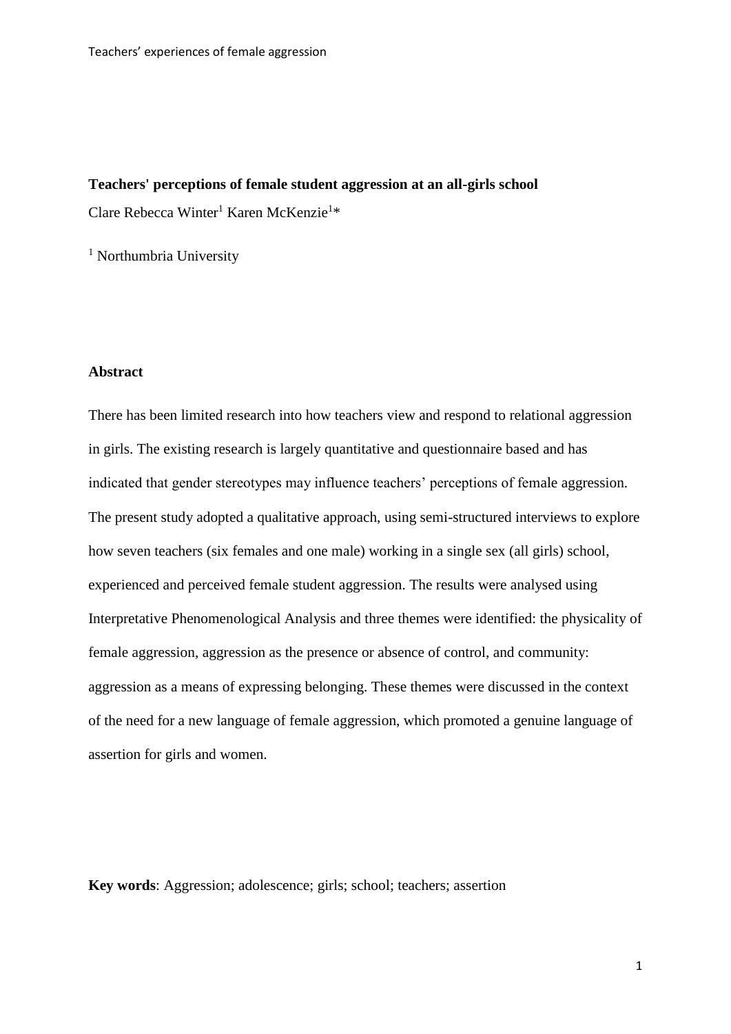**Teachers' perceptions of female student aggression at an all-girls school**

Clare Rebecca Winter[1] Karen McKenzie[1]*

[1] Northumbria University

**Abstract**

There has been limited research into how teachers view and respond to relational aggression in girls. The existing research is largely quantitative and questionnaire based and has indicated that gender stereotypes may influence teachers' perceptions of female aggression. The present study adopted a qualitative approach, using semi-structured interviews to explore how seven teachers (six females and one male) working in a single sex (all girls) school, experienced and perceived female student aggression. The results were analysed using Interpretative Phenomenological Analysis and three themes were identified: the physicality of female aggression, aggression as the presence or absence of control, and community: aggression as a means of expressing belonging. These themes were discussed in the context of the need for a new language of female aggression, which promoted a genuine language of assertion for girls and women.

**Key words**: Aggression; adolescence; girls; school; teachers; assertion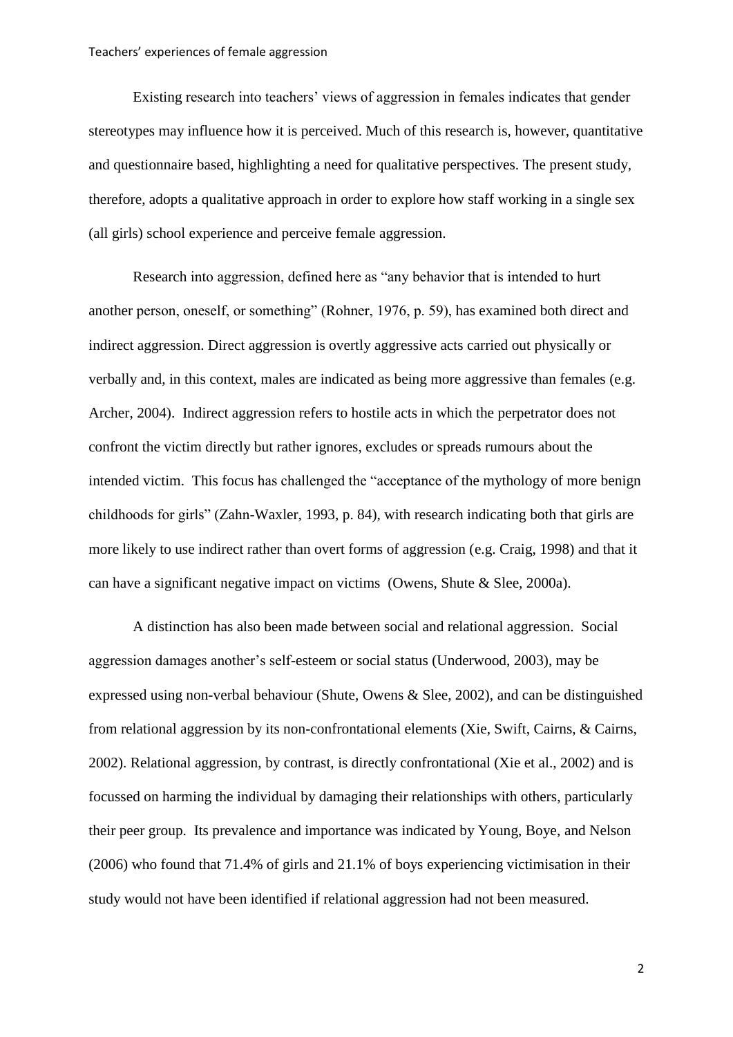Existing research into teachers' views of aggression in females indicates that gender stereotypes may influence how it is perceived. Much of this research is, however, quantitative and questionnaire based, highlighting a need for qualitative perspectives. The present study, therefore, adopts a qualitative approach in order to explore how staff working in a single sex (all girls) school experience and perceive female aggression.

Research into aggression, defined here as "any behavior that is intended to hurt another person, oneself, or something" (Rohner, 1976, p. 59), has examined both direct and indirect aggression. Direct aggression is overtly aggressive acts carried out physically or verbally and, in this context, males are indicated as being more aggressive than females (e.g. Archer, 2004). Indirect aggression refers to hostile acts in which the perpetrator does not confront the victim directly but rather ignores, excludes or spreads rumours about the intended victim. This focus has challenged the "acceptance of the mythology of more benign childhoods for girls" (Zahn-Waxler, 1993, p. 84), with research indicating both that girls are more likely to use indirect rather than overt forms of aggression (e.g. Craig, 1998) and that it can have a significant negative impact on victims (Owens, Shute & Slee, 2000a).

A distinction has also been made between social and relational aggression. Social aggression damages another's self-esteem or social status (Underwood, 2003), may be expressed using non-verbal behaviour (Shute, Owens & Slee, 2002), and can be distinguished from relational aggression by its non-confrontational elements (Xie, Swift, Cairns, & Cairns, 2002). Relational aggression, by contrast, is directly confrontational (Xie et al., 2002) and is focussed on harming the individual by damaging their relationships with others, particularly their peer group. Its prevalence and importance was indicated by Young, Boye, and Nelson (2006) who found that 71.4% of girls and 21.1% of boys experiencing victimisation in their study would not have been identified if relational aggression had not been measured.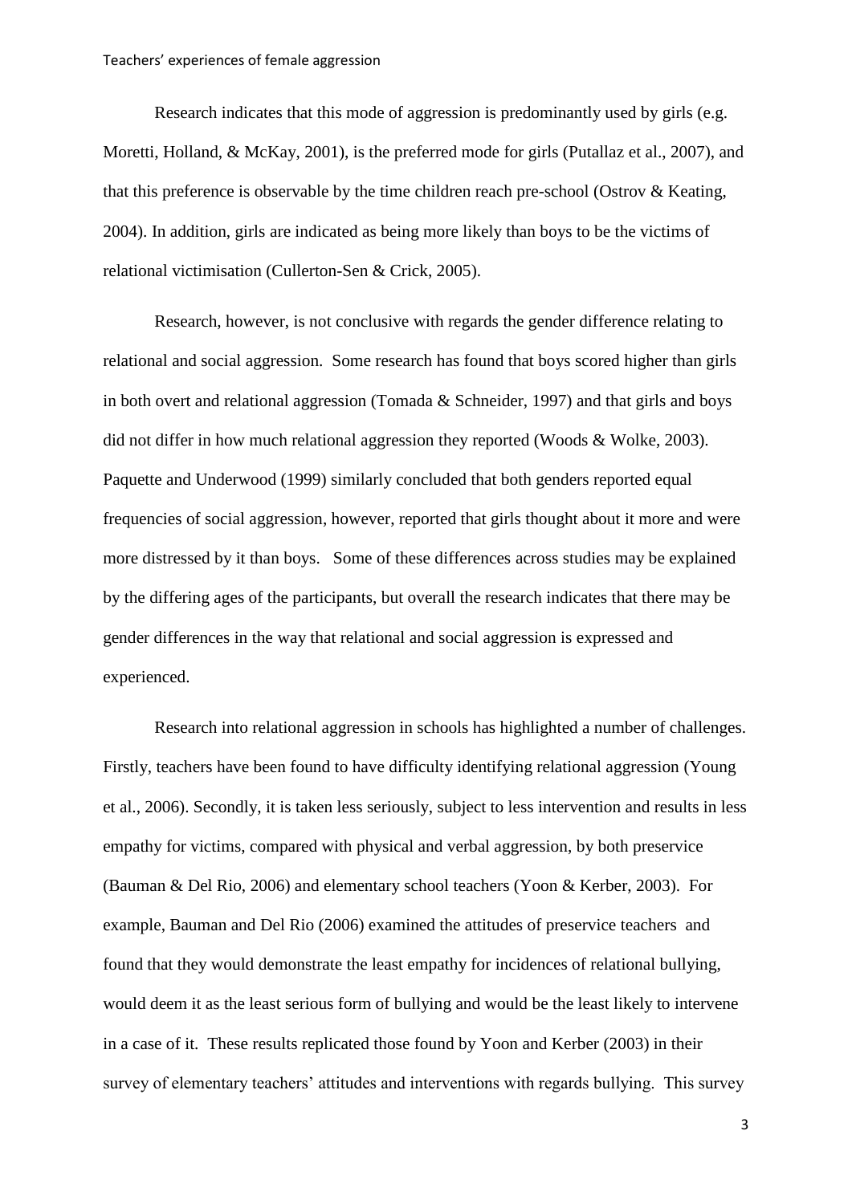Research indicates that this mode of aggression is predominantly used by girls (e.g. Moretti, Holland, & McKay, 2001), is the preferred mode for girls (Putallaz et al., 2007), and that this preference is observable by the time children reach pre-school (Ostrov & Keating, 2004). In addition, girls are indicated as being more likely than boys to be the victims of relational victimisation (Cullerton-Sen & Crick, 2005).

Research, however, is not conclusive with regards the gender difference relating to relational and social aggression. Some research has found that boys scored higher than girls in both overt and relational aggression (Tomada & Schneider, 1997) and that girls and boys did not differ in how much relational aggression they reported (Woods & Wolke, 2003). Paquette and Underwood (1999) similarly concluded that both genders reported equal frequencies of social aggression, however, reported that girls thought about it more and were more distressed by it than boys. Some of these differences across studies may be explained by the differing ages of the participants, but overall the research indicates that there may be gender differences in the way that relational and social aggression is expressed and experienced.

Research into relational aggression in schools has highlighted a number of challenges. Firstly, teachers have been found to have difficulty identifying relational aggression (Young et al., 2006). Secondly, it is taken less seriously, subject to less intervention and results in less empathy for victims, compared with physical and verbal aggression, by both preservice (Bauman & Del Rio, 2006) and elementary school teachers (Yoon & Kerber, 2003). For example, Bauman and Del Rio (2006) examined the attitudes of preservice teachers and found that they would demonstrate the least empathy for incidences of relational bullying, would deem it as the least serious form of bullying and would be the least likely to intervene in a case of it. These results replicated those found by Yoon and Kerber (2003) in their survey of elementary teachers' attitudes and interventions with regards bullying. This survey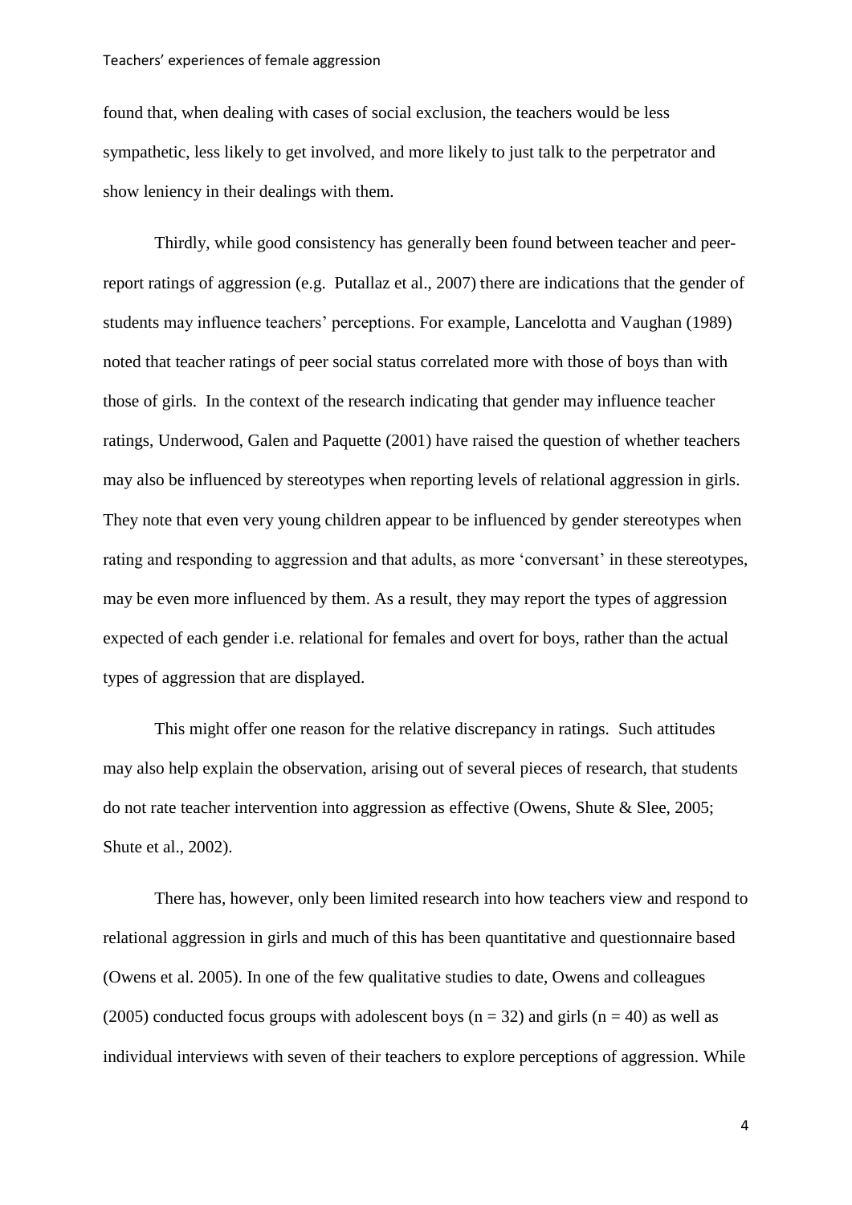found that, when dealing with cases of social exclusion, the teachers would be less sympathetic, less likely to get involved, and more likely to just talk to the perpetrator and show leniency in their dealings with them.

Thirdly, while good consistency has generally been found between teacher and peer-report ratings of aggression (e.g. Putallaz et al., 2007) there are indications that the gender of students may influence teachers' perceptions. For example, Lancelotta and Vaughan (1989) noted that teacher ratings of peer social status correlated more with those of boys than with those of girls. In the context of the research indicating that gender may influence teacher ratings, Underwood, Galen and Paquette (2001) have raised the question of whether teachers may also be influenced by stereotypes when reporting levels of relational aggression in girls. They note that even very young children appear to be influenced by gender stereotypes when rating and responding to aggression and that adults, as more 'conversant' in these stereotypes, may be even more influenced by them. As a result, they may report the types of aggression expected of each gender i.e. relational for females and overt for boys, rather than the actual types of aggression that are displayed.

This might offer one reason for the relative discrepancy in ratings. Such attitudes may also help explain the observation, arising out of several pieces of research, that students do not rate teacher intervention into aggression as effective (Owens, Shute & Slee, 2005; Shute et al., 2002).

There has, however, only been limited research into how teachers view and respond to relational aggression in girls and much of this has been quantitative and questionnaire based (Owens et al. 2005). In one of the few qualitative studies to date, Owens and colleagues (2005) conducted focus groups with adolescent boys ($n = 32$) and girls ($n = 40$) as well as individual interviews with seven of their teachers to explore perceptions of aggression. While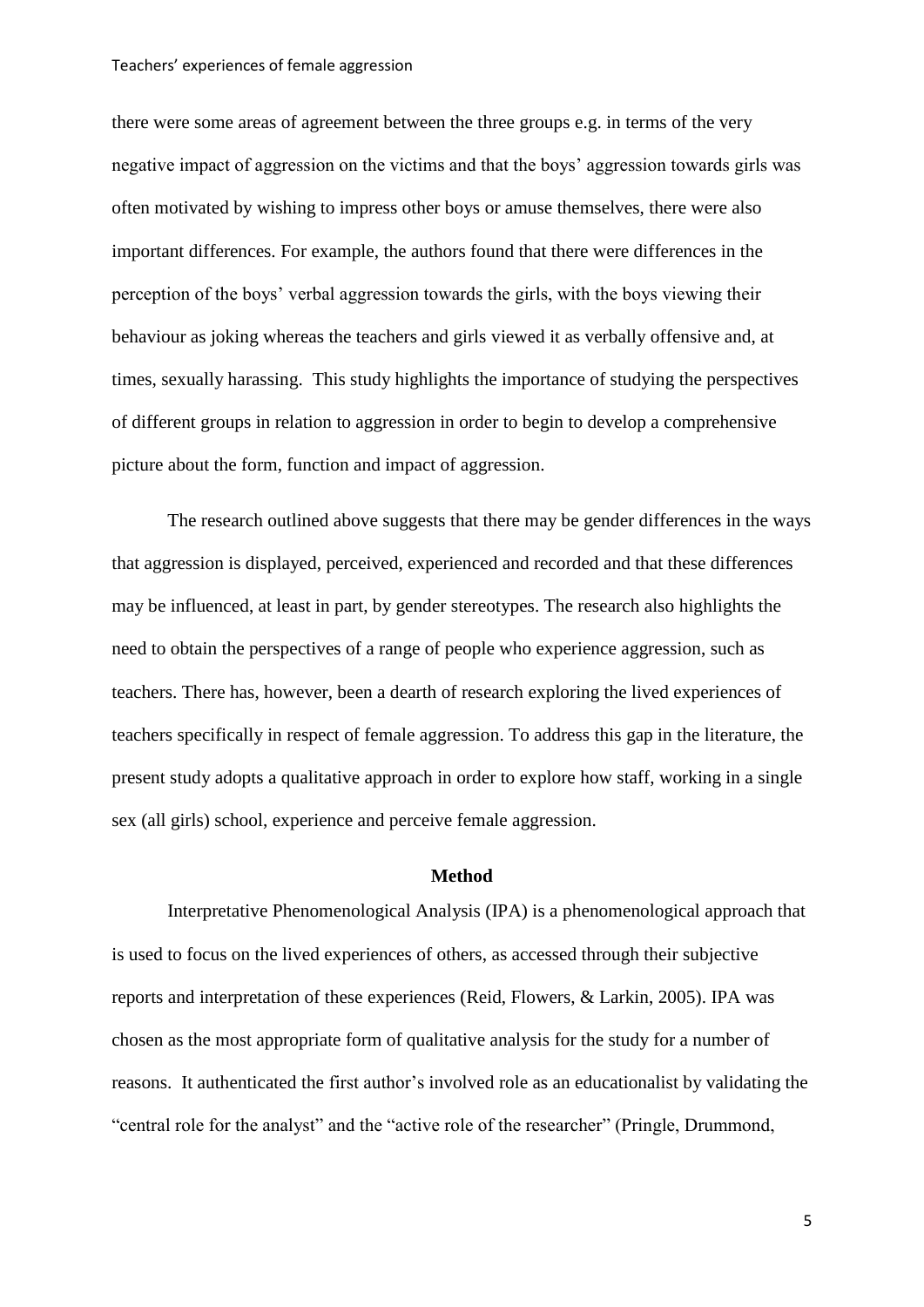there were some areas of agreement between the three groups e.g. in terms of the very negative impact of aggression on the victims and that the boys' aggression towards girls was often motivated by wishing to impress other boys or amuse themselves, there were also important differences. For example, the authors found that there were differences in the perception of the boys' verbal aggression towards the girls, with the boys viewing their behaviour as joking whereas the teachers and girls viewed it as verbally offensive and, at times, sexually harassing. This study highlights the importance of studying the perspectives of different groups in relation to aggression in order to begin to develop a comprehensive picture about the form, function and impact of aggression.

The research outlined above suggests that there may be gender differences in the ways that aggression is displayed, perceived, experienced and recorded and that these differences may be influenced, at least in part, by gender stereotypes. The research also highlights the need to obtain the perspectives of a range of people who experience aggression, such as teachers. There has, however, been a dearth of research exploring the lived experiences of teachers specifically in respect of female aggression. To address this gap in the literature, the present study adopts a qualitative approach in order to explore how staff, working in a single sex (all girls) school, experience and perceive female aggression.

## Method

Interpretative Phenomenological Analysis (IPA) is a phenomenological approach that is used to focus on the lived experiences of others, as accessed through their subjective reports and interpretation of these experiences (Reid, Flowers, & Larkin, 2005). IPA was chosen as the most appropriate form of qualitative analysis for the study for a number of reasons. It authenticated the first author's involved role as an educationalist by validating the "central role for the analyst" and the "active role of the researcher" (Pringle, Drummond,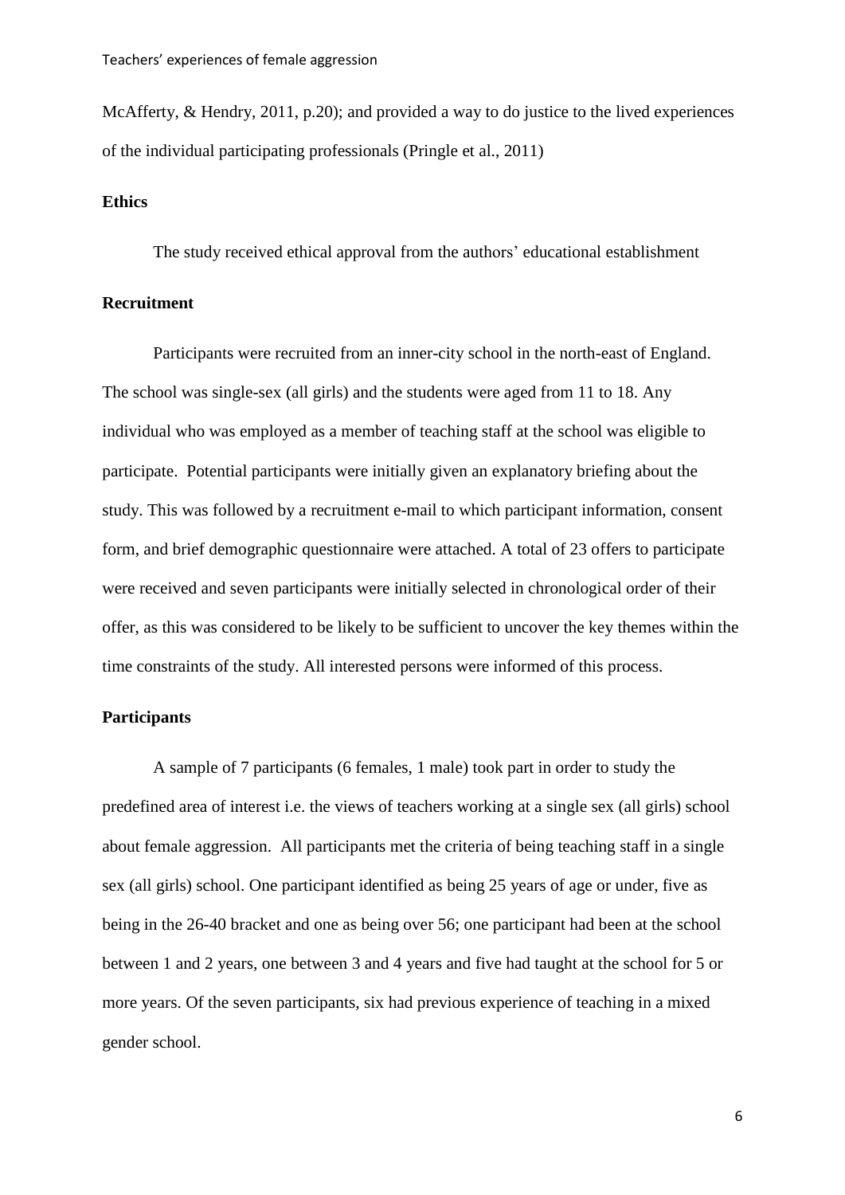McAfferty, & Hendry, 2011, p.20); and provided a way to do justice to the lived experiences of the individual participating professionals (Pringle et al., 2011)

**Ethics**

The study received ethical approval from the authors' educational establishment

**Recruitment**

Participants were recruited from an inner-city school in the north-east of England. The school was single-sex (all girls) and the students were aged from 11 to 18. Any individual who was employed as a member of teaching staff at the school was eligible to participate. Potential participants were initially given an explanatory briefing about the study. This was followed by a recruitment e-mail to which participant information, consent form, and brief demographic questionnaire were attached. A total of 23 offers to participate were received and seven participants were initially selected in chronological order of their offer, as this was considered to be likely to be sufficient to uncover the key themes within the time constraints of the study. All interested persons were informed of this process.

**Participants**

A sample of 7 participants (6 females, 1 male) took part in order to study the predefined area of interest i.e. the views of teachers working at a single sex (all girls) school about female aggression. All participants met the criteria of being teaching staff in a single sex (all girls) school. One participant identified as being 25 years of age or under, five as being in the 26-40 bracket and one as being over 56; one participant had been at the school between 1 and 2 years, one between 3 and 4 years and five had taught at the school for 5 or more years. Of the seven participants, six had previous experience of teaching in a mixed gender school.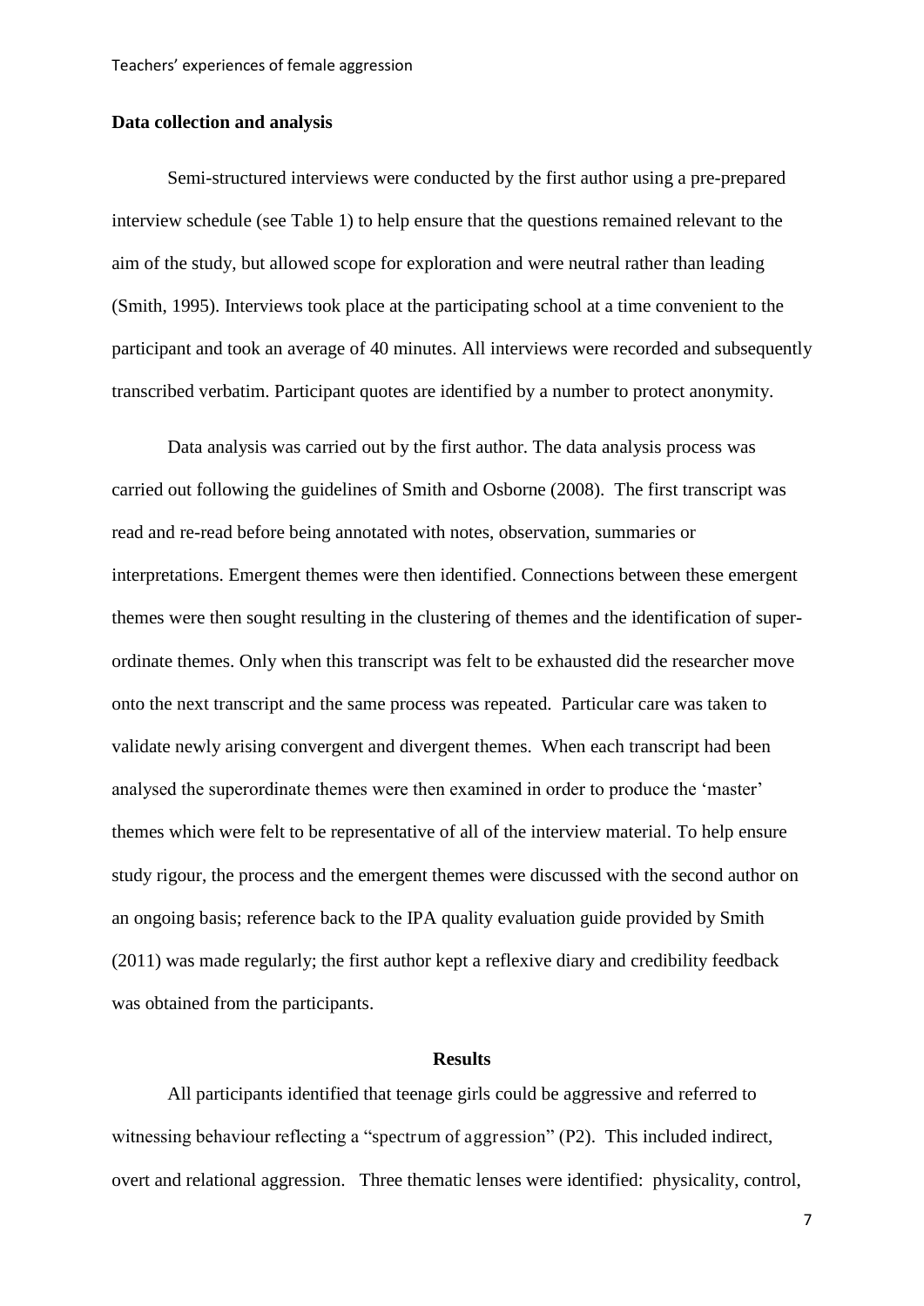**Data collection and analysis**

Semi-structured interviews were conducted by the first author using a pre-prepared interview schedule (see Table 1) to help ensure that the questions remained relevant to the aim of the study, but allowed scope for exploration and were neutral rather than leading (Smith, 1995). Interviews took place at the participating school at a time convenient to the participant and took an average of 40 minutes. All interviews were recorded and subsequently transcribed verbatim. Participant quotes are identified by a number to protect anonymity.

Data analysis was carried out by the first author. The data analysis process was carried out following the guidelines of Smith and Osborne (2008). The first transcript was read and re-read before being annotated with notes, observation, summaries or interpretations. Emergent themes were then identified. Connections between these emergent themes were then sought resulting in the clustering of themes and the identification of super-ordinate themes. Only when this transcript was felt to be exhausted did the researcher move onto the next transcript and the same process was repeated. Particular care was taken to validate newly arising convergent and divergent themes. When each transcript had been analysed the superordinate themes were then examined in order to produce the 'master' themes which were felt to be representative of all of the interview material. To help ensure study rigour, the process and the emergent themes were discussed with the second author on an ongoing basis; reference back to the IPA quality evaluation guide provided by Smith (2011) was made regularly; the first author kept a reflexive diary and credibility feedback was obtained from the participants.

## Results

All participants identified that teenage girls could be aggressive and referred to witnessing behaviour reflecting a "spectrum of aggression" (P2). This included indirect, overt and relational aggression. Three thematic lenses were identified: physicality, control,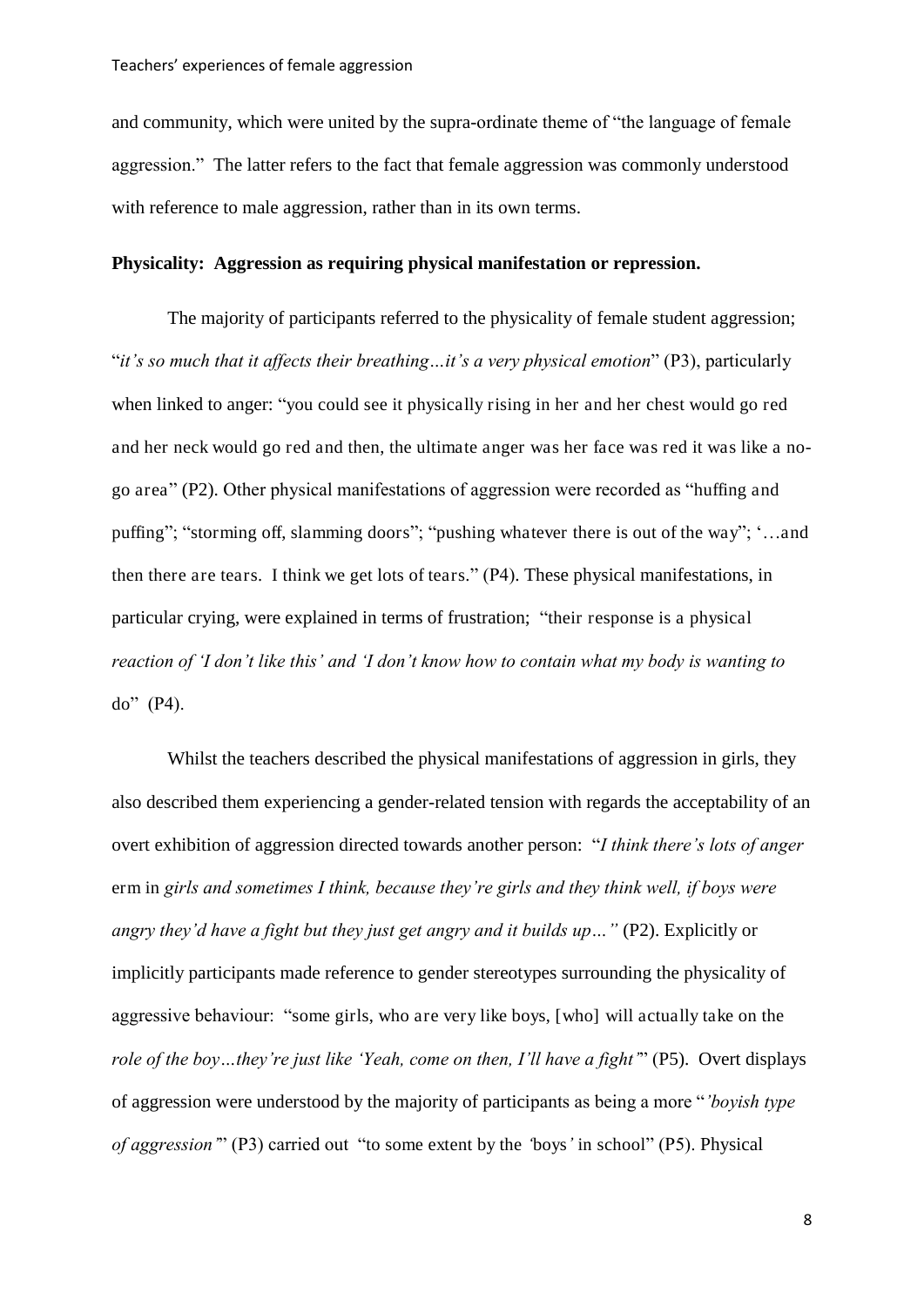and community, which were united by the supra-ordinate theme of "the language of female aggression." The latter refers to the fact that female aggression was commonly understood with reference to male aggression, rather than in its own terms.

**Physicality: Aggression as requiring physical manifestation or repression.**

The majority of participants referred to the physicality of female student aggression; "*it's so much that it affects their breathing…it's a very physical emotion*" (P3), particularly when linked to anger: "you could see it physically rising in her and her chest would go red and her neck would go red and then, the ultimate anger was her face was red it was like a no-go area" (P2). Other physical manifestations of aggression were recorded as "huffing and puffing"; "storming off, slamming doors"; "pushing whatever there is out of the way"; '…and then there are tears. I think we get lots of tears." (P4). These physical manifestations, in particular crying, were explained in terms of frustration; "their response is a physical *reaction of 'I don't like this' and 'I don't know how to contain what my body is wanting to* do" (P4).

Whilst the teachers described the physical manifestations of aggression in girls, they also described them experiencing a gender-related tension with regards the acceptability of an overt exhibition of aggression directed towards another person: "*I think there's lots of anger* erm in *girls and sometimes I think, because they're girls and they think well, if boys were angry they'd have a fight but they just get angry and it builds up…"* (P2). Explicitly or implicitly participants made reference to gender stereotypes surrounding the physicality of aggressive behaviour: "some girls, who are very like boys, [who] will actually take on the *role of the boy…they're just like 'Yeah, come on then, I'll have a fight'*" (P5). Overt displays of aggression were understood by the majority of participants as being a more "*'boyish type of aggression'*" (P3) carried out "to some extent by the *'*boys*'* in school" (P5). Physical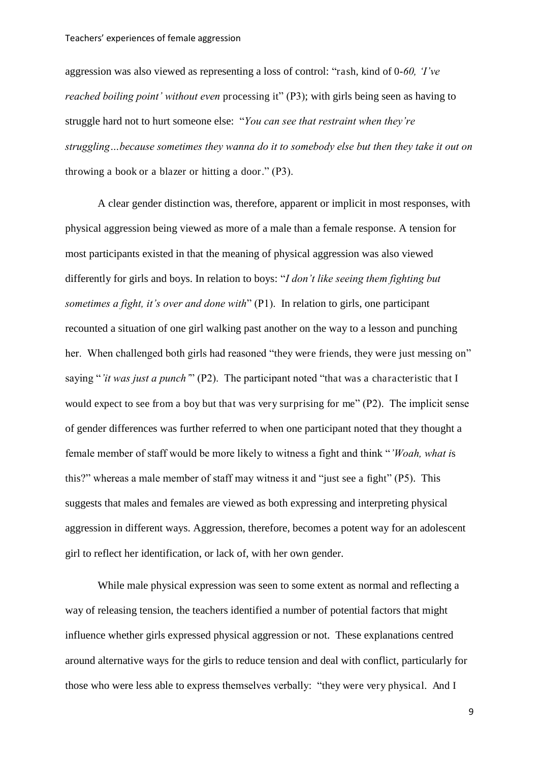aggression was also viewed as representing a loss of control: "rash, kind of 0-*60, 'I've reached boiling point' without even* processing it" (P3); with girls being seen as having to struggle hard not to hurt someone else: "*You can see that restraint when they're struggling…because sometimes they wanna do it to somebody else but then they take it out on* throwing a book or a blazer or hitting a door." (P3).

A clear gender distinction was, therefore, apparent or implicit in most responses, with physical aggression being viewed as more of a male than a female response. A tension for most participants existed in that the meaning of physical aggression was also viewed differently for girls and boys. In relation to boys: "*I don't like seeing them fighting but sometimes a fight, it's over and done with*" (P1). In relation to girls, one participant recounted a situation of one girl walking past another on the way to a lesson and punching her. When challenged both girls had reasoned "they were friends, they were just messing on" saying "*'it was just a punch'*" (P2). The participant noted "that was a characteristic that I would expect to see from a boy but that was very surprising for me" (P2). The implicit sense of gender differences was further referred to when one participant noted that they thought a female member of staff would be more likely to witness a fight and think "*'Woah, what i*s this?" whereas a male member of staff may witness it and "just see a fight" (P5). This suggests that males and females are viewed as both expressing and interpreting physical aggression in different ways. Aggression, therefore, becomes a potent way for an adolescent girl to reflect her identification, or lack of, with her own gender.

While male physical expression was seen to some extent as normal and reflecting a way of releasing tension, the teachers identified a number of potential factors that might influence whether girls expressed physical aggression or not. These explanations centred around alternative ways for the girls to reduce tension and deal with conflict, particularly for those who were less able to express themselves verbally: "they were very physical. And I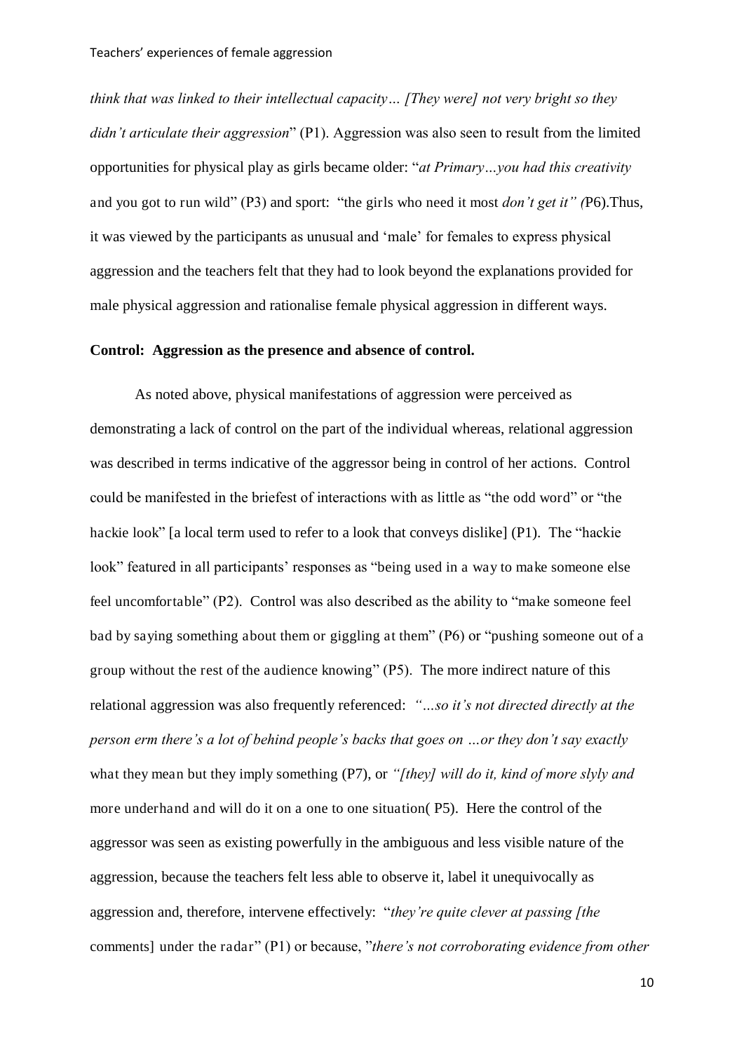*think that was linked to their intellectual capacity… [They were] not very bright so they didn't articulate their aggression*" (P1). Aggression was also seen to result from the limited opportunities for physical play as girls became older: "*at Primary…you had this creativity* and you got to run wild" (P3) and sport: "the girls who need it most *don't get it" (*P6).Thus, it was viewed by the participants as unusual and 'male' for females to express physical aggression and the teachers felt that they had to look beyond the explanations provided for male physical aggression and rationalise female physical aggression in different ways.

**Control: Aggression as the presence and absence of control.**

As noted above, physical manifestations of aggression were perceived as demonstrating a lack of control on the part of the individual whereas, relational aggression was described in terms indicative of the aggressor being in control of her actions. Control could be manifested in the briefest of interactions with as little as "the odd word" or "the hackie look" [a local term used to refer to a look that conveys dislike] (P1). The "hackie look" featured in all participants' responses as "being used in a way to make someone else feel uncomfortable" (P2). Control was also described as the ability to "make someone feel bad by saying something about them or giggling at them" (P6) or "pushing someone out of a group without the rest of the audience knowing" (P5). The more indirect nature of this relational aggression was also frequently referenced: *"…so it's not directed directly at the person erm there's a lot of behind people's backs that goes on …or they don't say exactly* what they mean but they imply something (P7), or *"[they] will do it, kind of more slyly and* more underhand and will do it on a one to one situation( P5). Here the control of the aggressor was seen as existing powerfully in the ambiguous and less visible nature of the aggression, because the teachers felt less able to observe it, label it unequivocally as aggression and, therefore, intervene effectively: "*they're quite clever at passing [the* comments] under the radar" (P1) or because, "*there's not corroborating evidence from other*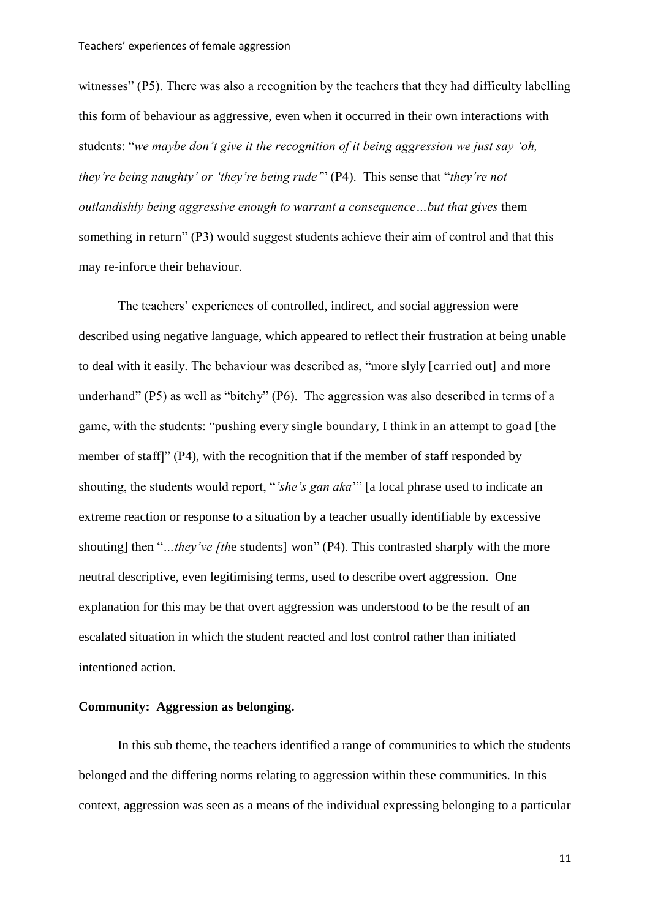witnesses" (P5). There was also a recognition by the teachers that they had difficulty labelling this form of behaviour as aggressive, even when it occurred in their own interactions with students: "*we maybe don't give it the recognition of it being aggression we just say 'oh, they're being naughty' or 'they're being rude'*" (P4). This sense that "*they're not outlandishly being aggressive enough to warrant a consequence…but that gives* them something in return" (P3) would suggest students achieve their aim of control and that this may re-inforce their behaviour.

The teachers' experiences of controlled, indirect, and social aggression were described using negative language, which appeared to reflect their frustration at being unable to deal with it easily. The behaviour was described as, "more slyly [carried out] and more underhand" (P5) as well as "bitchy" (P6). The aggression was also described in terms of a game, with the students: "pushing every single boundary, I think in an attempt to goad [the member of staff]" (P4), with the recognition that if the member of staff responded by shouting, the students would report, "*'she's gan aka*'" [a local phrase used to indicate an extreme reaction or response to a situation by a teacher usually identifiable by excessive shouting] then "*…they've [th*e students] won" (P4). This contrasted sharply with the more neutral descriptive, even legitimising terms, used to describe overt aggression. One explanation for this may be that overt aggression was understood to be the result of an escalated situation in which the student reacted and lost control rather than initiated intentioned action.

**Community: Aggression as belonging.**

In this sub theme, the teachers identified a range of communities to which the students belonged and the differing norms relating to aggression within these communities. In this context, aggression was seen as a means of the individual expressing belonging to a particular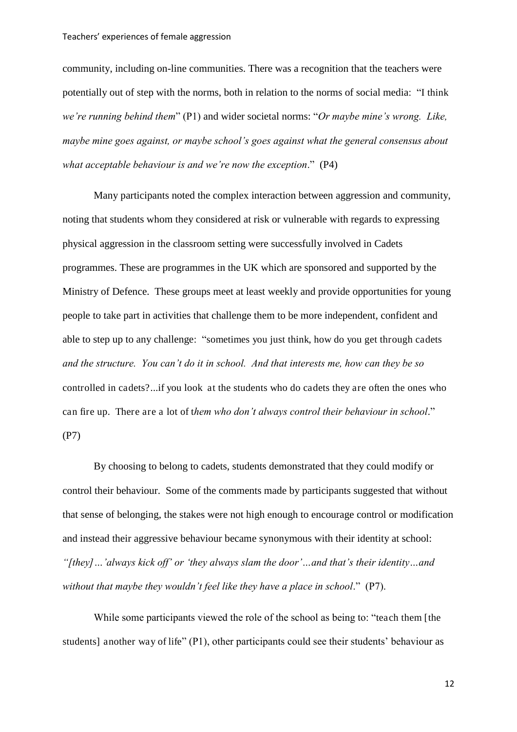community, including on-line communities. There was a recognition that the teachers were potentially out of step with the norms, both in relation to the norms of social media: "I think *we're running behind them*" (P1) and wider societal norms: "*Or maybe mine's wrong. Like, maybe mine goes against, or maybe school's goes against what the general consensus about what acceptable behaviour is and we're now the exception*." (P4)

Many participants noted the complex interaction between aggression and community, noting that students whom they considered at risk or vulnerable with regards to expressing physical aggression in the classroom setting were successfully involved in Cadets programmes. These are programmes in the UK which are sponsored and supported by the Ministry of Defence. These groups meet at least weekly and provide opportunities for young people to take part in activities that challenge them to be more independent, confident and able to step up to any challenge: "sometimes you just think, how do you get through cadets *and the structure. You can't do it in school. And that interests me, how can they be so* controlled in cadets?...if you look at the students who do cadets they are often the ones who can fire up. There are a lot of t*hem who don't always control their behaviour in school*." (P7)

By choosing to belong to cadets, students demonstrated that they could modify or control their behaviour. Some of the comments made by participants suggested that without that sense of belonging, the stakes were not high enough to encourage control or modification and instead their aggressive behaviour became synonymous with their identity at school: *"[they]…'always kick off' or 'they always slam the door'…and that's their identity…and without that maybe they wouldn't feel like they have a place in school*." (P7).

While some participants viewed the role of the school as being to: "teach them [the students] another way of life" (P1), other participants could see their students' behaviour as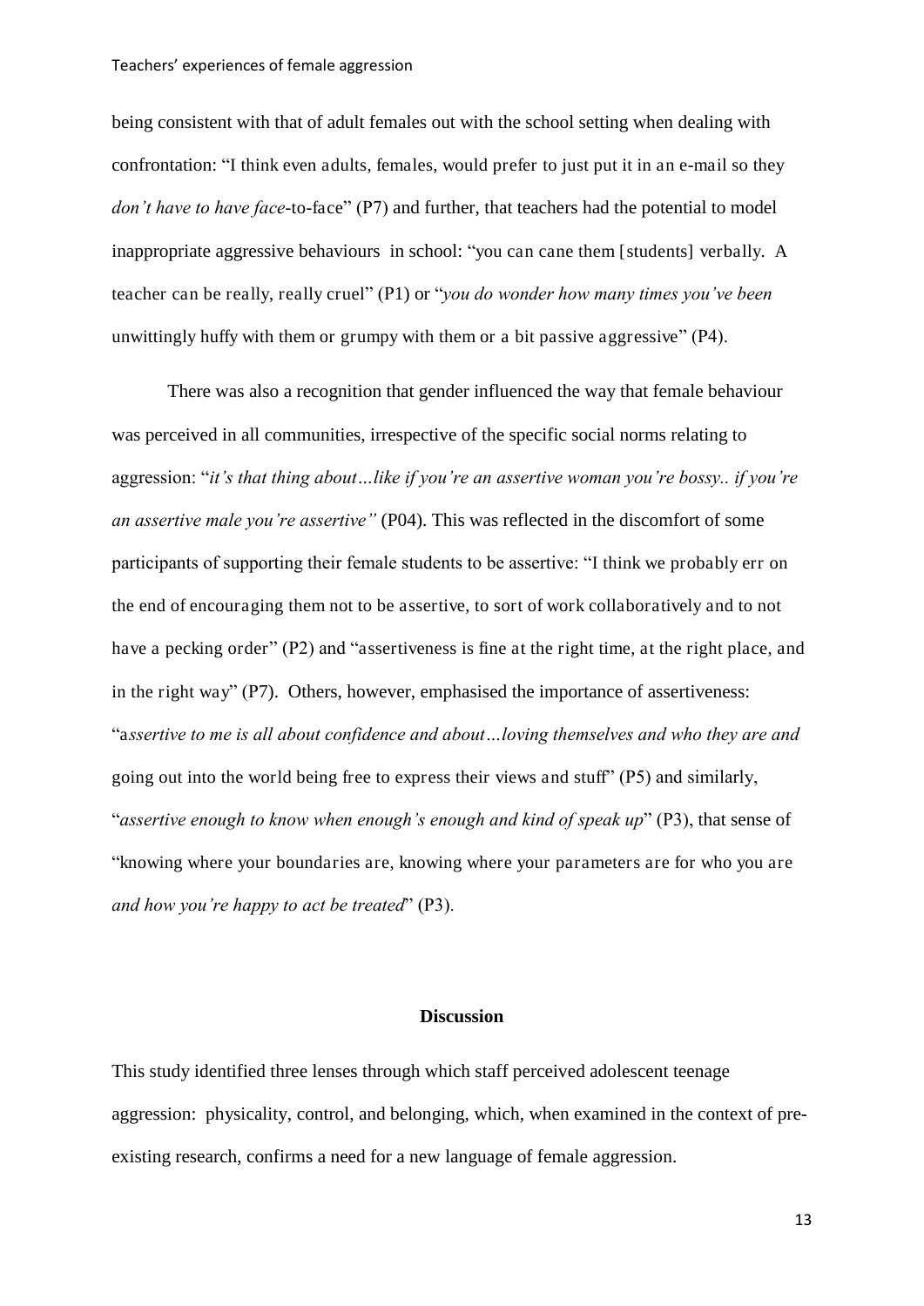being consistent with that of adult females out with the school setting when dealing with confrontation: "I think even adults, females, would prefer to just put it in an e-mail so they *don't have to have face*-to-face" (P7) and further, that teachers had the potential to model inappropriate aggressive behaviours in school: "you can cane them [students] verbally. A teacher can be really, really cruel" (P1) or "*you do wonder how many times you've been* unwittingly huffy with them or grumpy with them or a bit passive aggressive" (P4).

There was also a recognition that gender influenced the way that female behaviour was perceived in all communities, irrespective of the specific social norms relating to aggression: "*it's that thing about…like if you're an assertive woman you're bossy.. if you're an assertive male you're assertive"* (P04). This was reflected in the discomfort of some participants of supporting their female students to be assertive: "I think we probably err on the end of encouraging them not to be assertive, to sort of work collaboratively and to not have a pecking order" (P2) and "assertiveness is fine at the right time, at the right place, and in the right way" (P7). Others, however, emphasised the importance of assertiveness: "a*ssertive to me is all about confidence and about…loving themselves and who they are and* going out into the world being free to express their views and stuff" (P5) and similarly, "*assertive enough to know when enough's enough and kind of speak up*" (P3), that sense of "knowing where your boundaries are, knowing where your parameters are for who you are *and how you're happy to act be treated*" (P3).

## Discussion

This study identified three lenses through which staff perceived adolescent teenage aggression: physicality, control, and belonging, which, when examined in the context of pre-existing research, confirms a need for a new language of female aggression.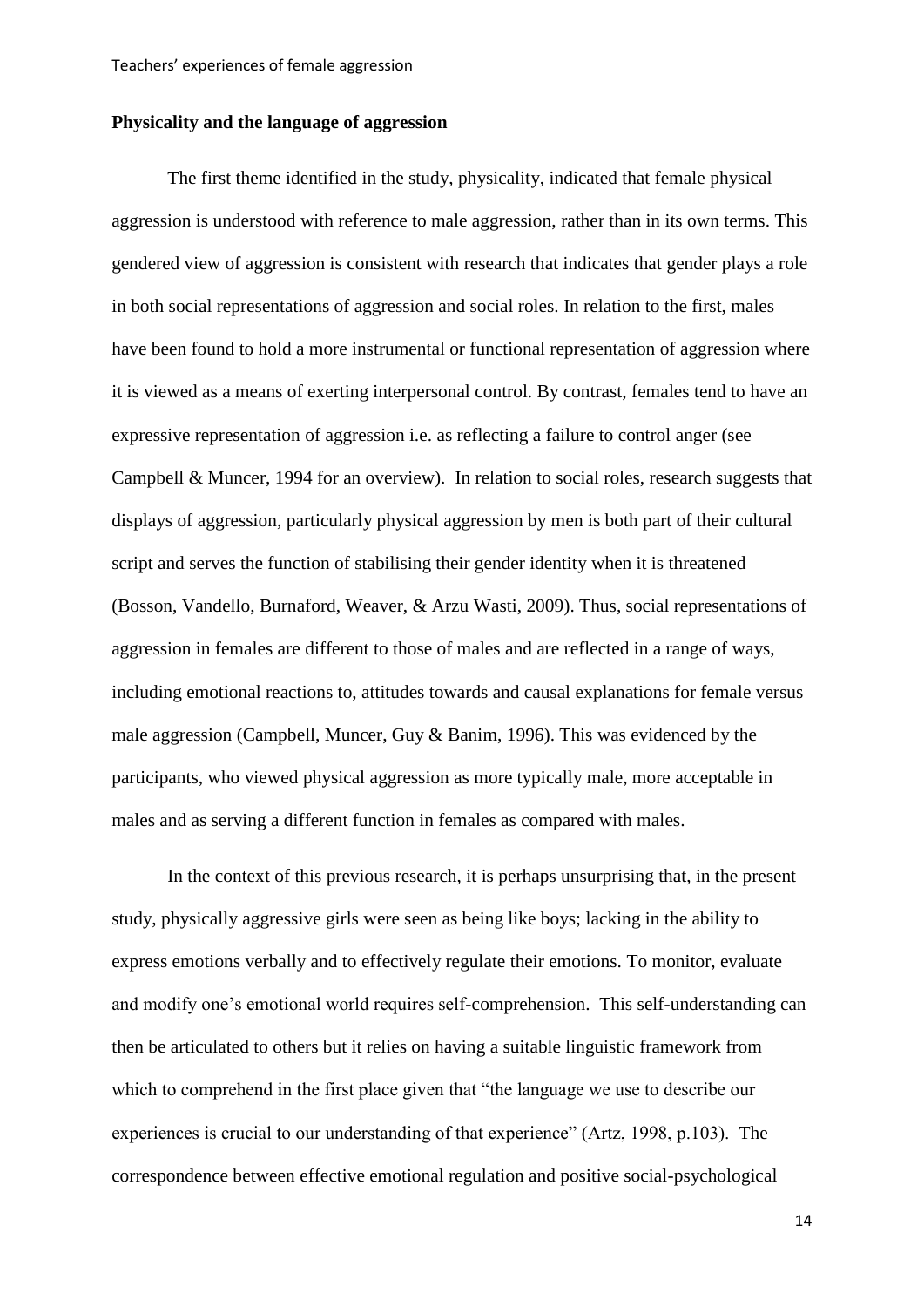## Physicality and the language of aggression

The first theme identified in the study, physicality, indicated that female physical aggression is understood with reference to male aggression, rather than in its own terms. This gendered view of aggression is consistent with research that indicates that gender plays a role in both social representations of aggression and social roles. In relation to the first, males have been found to hold a more instrumental or functional representation of aggression where it is viewed as a means of exerting interpersonal control. By contrast, females tend to have an expressive representation of aggression i.e. as reflecting a failure to control anger (see Campbell & Muncer, 1994 for an overview). In relation to social roles, research suggests that displays of aggression, particularly physical aggression by men is both part of their cultural script and serves the function of stabilising their gender identity when it is threatened (Bosson, Vandello, Burnaford, Weaver, & Arzu Wasti, 2009). Thus, social representations of aggression in females are different to those of males and are reflected in a range of ways, including emotional reactions to, attitudes towards and causal explanations for female versus male aggression (Campbell, Muncer, Guy & Banim, 1996). This was evidenced by the participants, who viewed physical aggression as more typically male, more acceptable in males and as serving a different function in females as compared with males.

In the context of this previous research, it is perhaps unsurprising that, in the present study, physically aggressive girls were seen as being like boys; lacking in the ability to express emotions verbally and to effectively regulate their emotions. To monitor, evaluate and modify one's emotional world requires self-comprehension. This self-understanding can then be articulated to others but it relies on having a suitable linguistic framework from which to comprehend in the first place given that "the language we use to describe our experiences is crucial to our understanding of that experience" (Artz, 1998, p.103). The correspondence between effective emotional regulation and positive social-psychological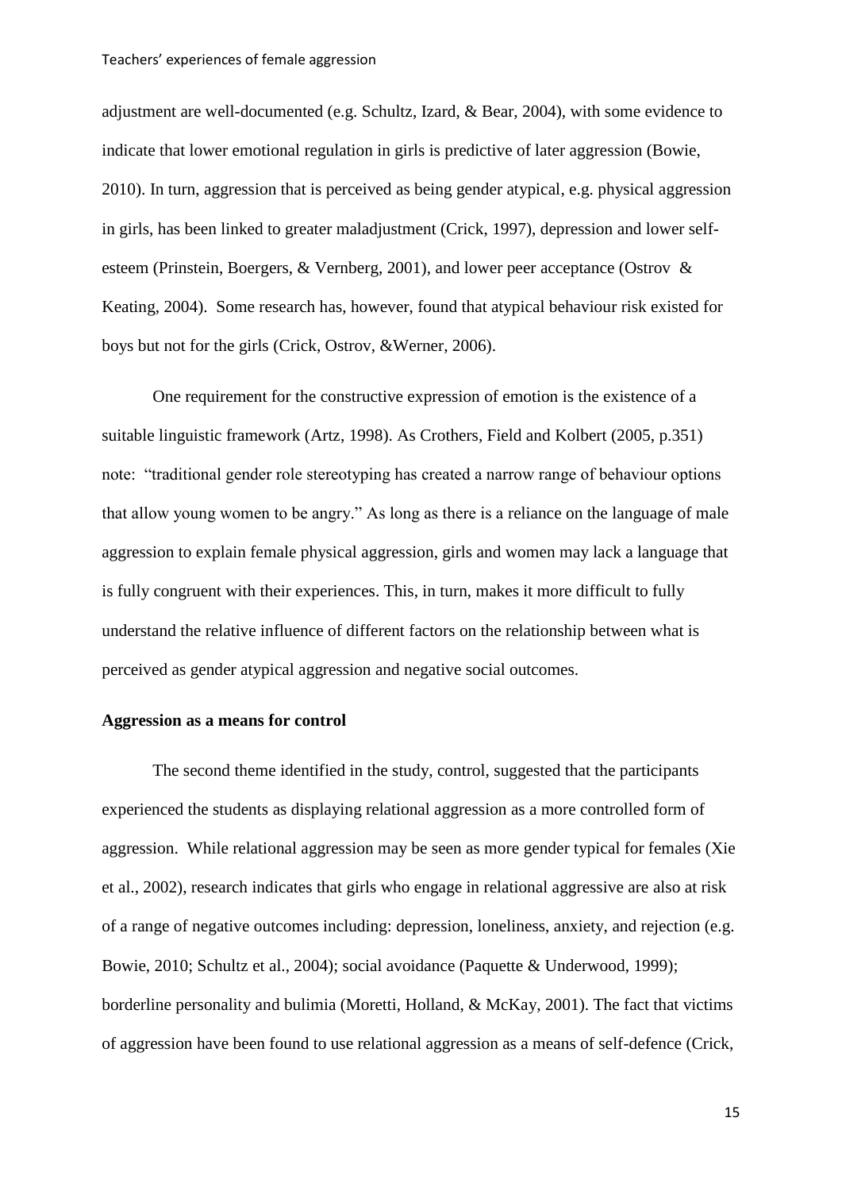adjustment are well-documented (e.g. Schultz, Izard, & Bear, 2004), with some evidence to indicate that lower emotional regulation in girls is predictive of later aggression (Bowie, 2010). In turn, aggression that is perceived as being gender atypical, e.g. physical aggression in girls, has been linked to greater maladjustment (Crick, 1997), depression and lower self-esteem (Prinstein, Boergers, & Vernberg, 2001), and lower peer acceptance (Ostrov & Keating, 2004). Some research has, however, found that atypical behaviour risk existed for boys but not for the girls (Crick, Ostrov, &Werner, 2006).

One requirement for the constructive expression of emotion is the existence of a suitable linguistic framework (Artz, 1998). As Crothers, Field and Kolbert (2005, p.351) note: "traditional gender role stereotyping has created a narrow range of behaviour options that allow young women to be angry." As long as there is a reliance on the language of male aggression to explain female physical aggression, girls and women may lack a language that is fully congruent with their experiences. This, in turn, makes it more difficult to fully understand the relative influence of different factors on the relationship between what is perceived as gender atypical aggression and negative social outcomes.

**Aggression as a means for control**

The second theme identified in the study, control, suggested that the participants experienced the students as displaying relational aggression as a more controlled form of aggression. While relational aggression may be seen as more gender typical for females (Xie et al., 2002), research indicates that girls who engage in relational aggressive are also at risk of a range of negative outcomes including: depression, loneliness, anxiety, and rejection (e.g. Bowie, 2010; Schultz et al., 2004); social avoidance (Paquette & Underwood, 1999); borderline personality and bulimia (Moretti, Holland, & McKay, 2001). The fact that victims of aggression have been found to use relational aggression as a means of self-defence (Crick,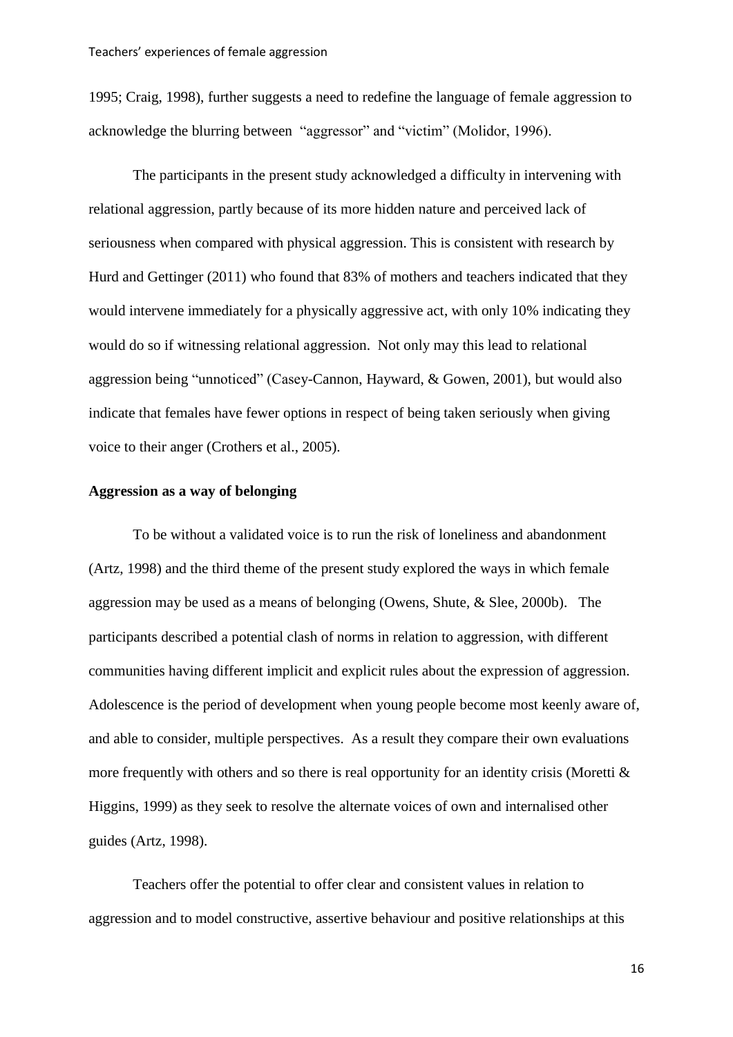1995; Craig, 1998), further suggests a need to redefine the language of female aggression to acknowledge the blurring between "aggressor" and "victim" (Molidor, 1996).

The participants in the present study acknowledged a difficulty in intervening with relational aggression, partly because of its more hidden nature and perceived lack of seriousness when compared with physical aggression. This is consistent with research by Hurd and Gettinger (2011) who found that 83% of mothers and teachers indicated that they would intervene immediately for a physically aggressive act, with only 10% indicating they would do so if witnessing relational aggression. Not only may this lead to relational aggression being "unnoticed" (Casey-Cannon, Hayward, & Gowen, 2001), but would also indicate that females have fewer options in respect of being taken seriously when giving voice to their anger (Crothers et al., 2005).

**Aggression as a way of belonging**

To be without a validated voice is to run the risk of loneliness and abandonment (Artz, 1998) and the third theme of the present study explored the ways in which female aggression may be used as a means of belonging (Owens, Shute, & Slee, 2000b). The participants described a potential clash of norms in relation to aggression, with different communities having different implicit and explicit rules about the expression of aggression. Adolescence is the period of development when young people become most keenly aware of, and able to consider, multiple perspectives. As a result they compare their own evaluations more frequently with others and so there is real opportunity for an identity crisis (Moretti & Higgins, 1999) as they seek to resolve the alternate voices of own and internalised other guides (Artz, 1998).

Teachers offer the potential to offer clear and consistent values in relation to aggression and to model constructive, assertive behaviour and positive relationships at this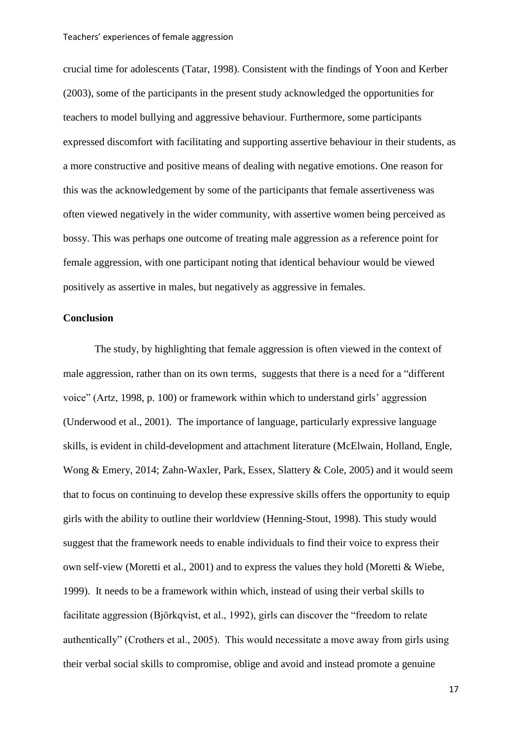crucial time for adolescents (Tatar, 1998). Consistent with the findings of Yoon and Kerber (2003), some of the participants in the present study acknowledged the opportunities for teachers to model bullying and aggressive behaviour. Furthermore, some participants expressed discomfort with facilitating and supporting assertive behaviour in their students, as a more constructive and positive means of dealing with negative emotions. One reason for this was the acknowledgement by some of the participants that female assertiveness was often viewed negatively in the wider community, with assertive women being perceived as bossy. This was perhaps one outcome of treating male aggression as a reference point for female aggression, with one participant noting that identical behaviour would be viewed positively as assertive in males, but negatively as aggressive in females.

## Conclusion

The study, by highlighting that female aggression is often viewed in the context of male aggression, rather than on its own terms, suggests that there is a need for a "different voice" (Artz, 1998, p. 100) or framework within which to understand girls' aggression (Underwood et al., 2001). The importance of language, particularly expressive language skills, is evident in child-development and attachment literature (McElwain, Holland, Engle, Wong & Emery, 2014; Zahn-Waxler, Park, Essex, Slattery & Cole, 2005) and it would seem that to focus on continuing to develop these expressive skills offers the opportunity to equip girls with the ability to outline their worldview (Henning-Stout, 1998). This study would suggest that the framework needs to enable individuals to find their voice to express their own self-view (Moretti et al., 2001) and to express the values they hold (Moretti & Wiebe, 1999). It needs to be a framework within which, instead of using their verbal skills to facilitate aggression (Björkqvist, et al., 1992), girls can discover the "freedom to relate authentically" (Crothers et al., 2005). This would necessitate a move away from girls using their verbal social skills to compromise, oblige and avoid and instead promote a genuine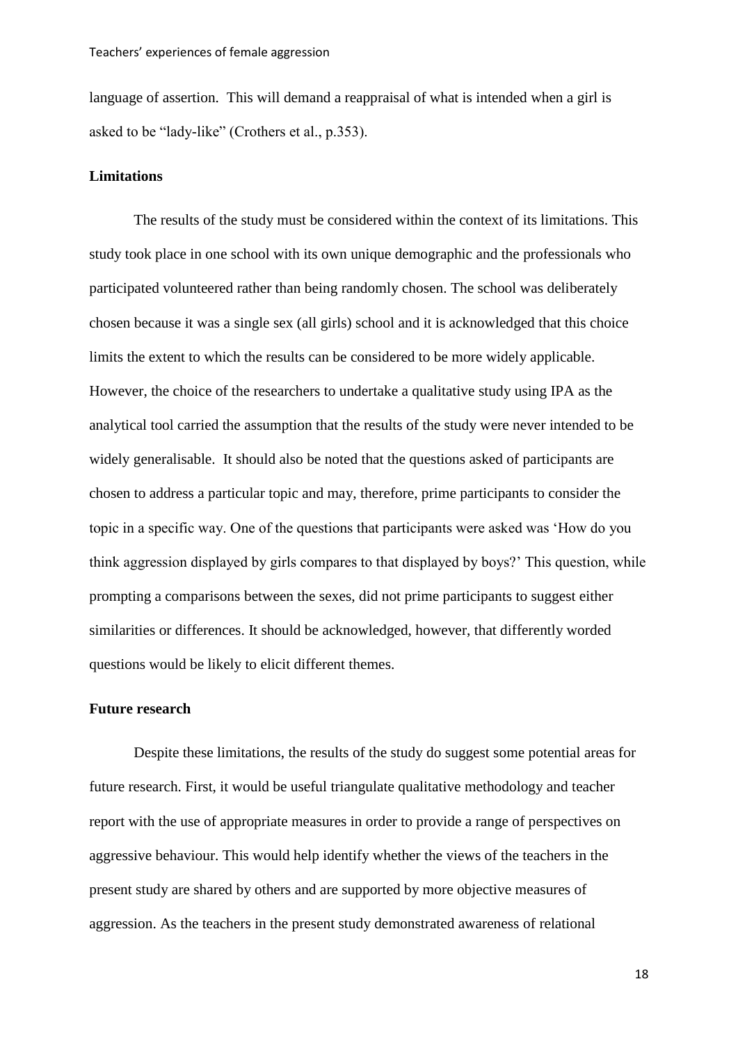language of assertion. This will demand a reappraisal of what is intended when a girl is asked to be "lady-like" (Crothers et al., p.353).

**Limitations**

The results of the study must be considered within the context of its limitations. This study took place in one school with its own unique demographic and the professionals who participated volunteered rather than being randomly chosen. The school was deliberately chosen because it was a single sex (all girls) school and it is acknowledged that this choice limits the extent to which the results can be considered to be more widely applicable. However, the choice of the researchers to undertake a qualitative study using IPA as the analytical tool carried the assumption that the results of the study were never intended to be widely generalisable. It should also be noted that the questions asked of participants are chosen to address a particular topic and may, therefore, prime participants to consider the topic in a specific way. One of the questions that participants were asked was 'How do you think aggression displayed by girls compares to that displayed by boys?' This question, while prompting a comparisons between the sexes, did not prime participants to suggest either similarities or differences. It should be acknowledged, however, that differently worded questions would be likely to elicit different themes.

**Future research**

Despite these limitations, the results of the study do suggest some potential areas for future research. First, it would be useful triangulate qualitative methodology and teacher report with the use of appropriate measures in order to provide a range of perspectives on aggressive behaviour. This would help identify whether the views of the teachers in the present study are shared by others and are supported by more objective measures of aggression. As the teachers in the present study demonstrated awareness of relational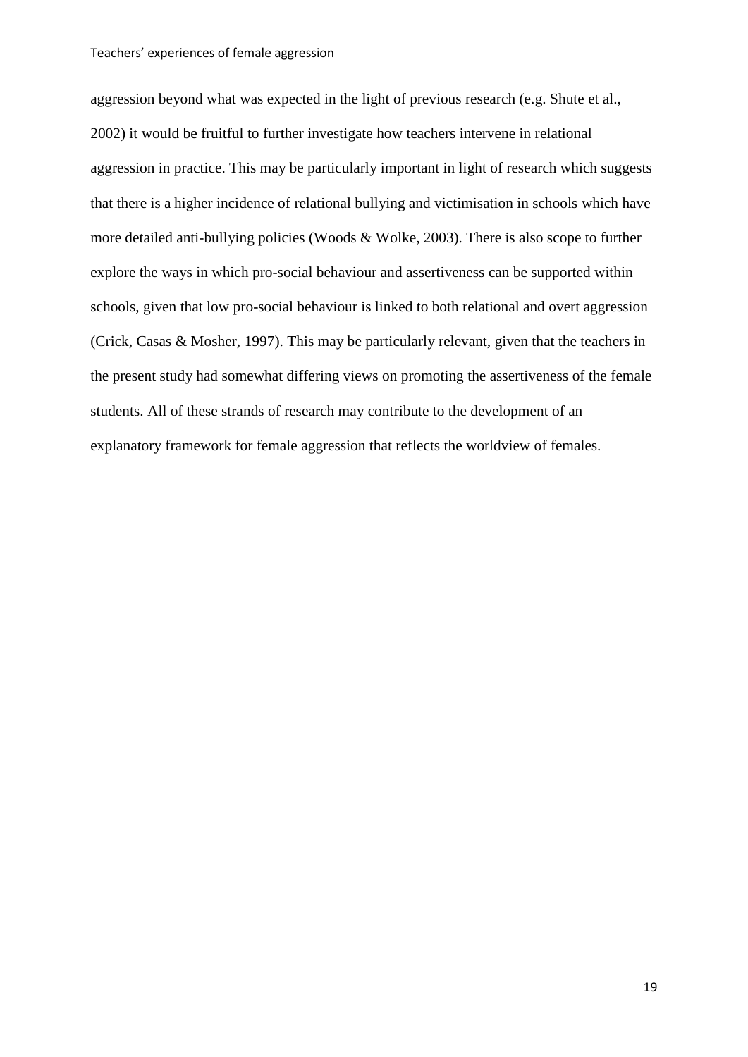aggression beyond what was expected in the light of previous research (e.g. Shute et al., 2002) it would be fruitful to further investigate how teachers intervene in relational aggression in practice. This may be particularly important in light of research which suggests that there is a higher incidence of relational bullying and victimisation in schools which have more detailed anti-bullying policies (Woods & Wolke, 2003). There is also scope to further explore the ways in which pro-social behaviour and assertiveness can be supported within schools, given that low pro-social behaviour is linked to both relational and overt aggression (Crick, Casas & Mosher, 1997). This may be particularly relevant, given that the teachers in the present study had somewhat differing views on promoting the assertiveness of the female students. All of these strands of research may contribute to the development of an explanatory framework for female aggression that reflects the worldview of females.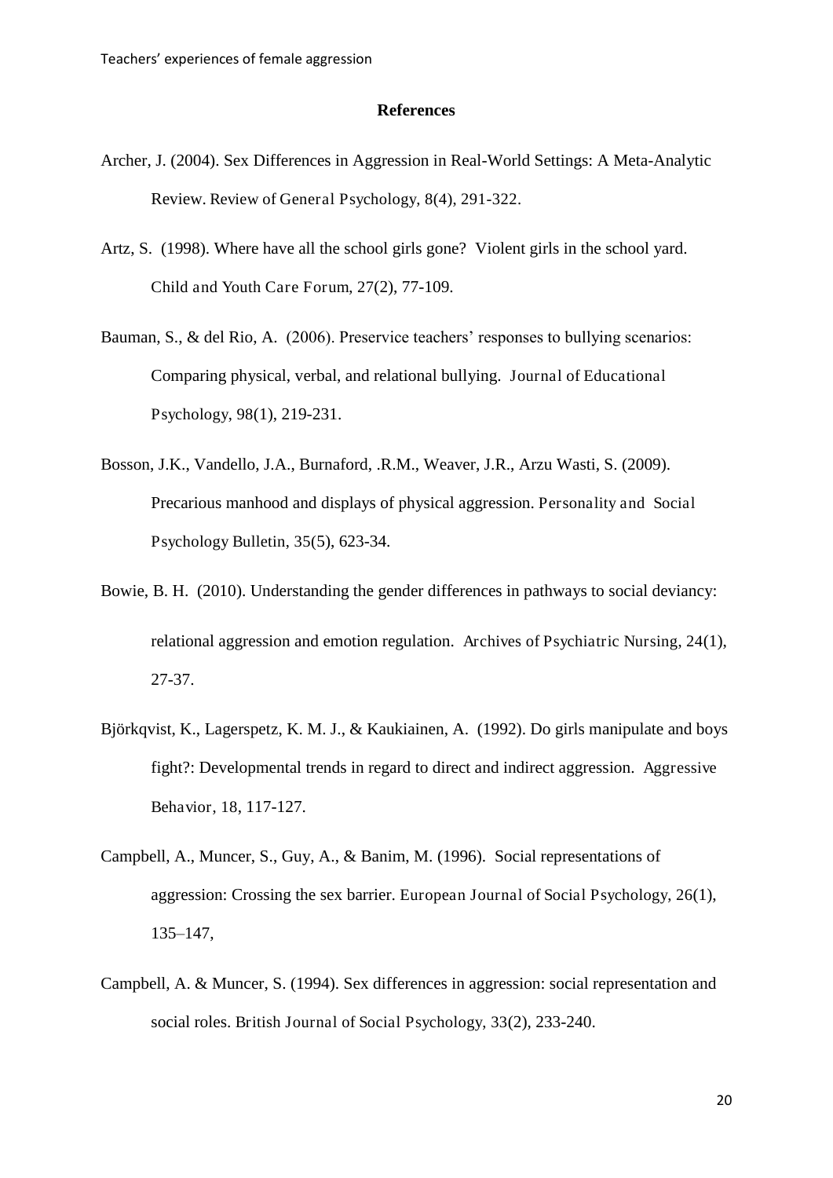## References

Archer, J. (2004). Sex Differences in Aggression in Real-World Settings: A Meta-Analytic Review. Review of General Psychology, 8(4), 291-322.

Artz, S. (1998). Where have all the school girls gone? Violent girls in the school yard. Child and Youth Care Forum, 27(2), 77-109.

Bauman, S., & del Rio, A. (2006). Preservice teachers' responses to bullying scenarios: Comparing physical, verbal, and relational bullying. Journal of Educational Psychology, 98(1), 219-231.

Bosson, J.K., Vandello, J.A., Burnaford, .R.M., Weaver, J.R., Arzu Wasti, S. (2009). Precarious manhood and displays of physical aggression. Personality and Social Psychology Bulletin, 35(5), 623-34.

Bowie, B. H. (2010). Understanding the gender differences in pathways to social deviancy: relational aggression and emotion regulation. Archives of Psychiatric Nursing, 24(1), 27-37.

Björkqvist, K., Lagerspetz, K. M. J., & Kaukiainen, A. (1992). Do girls manipulate and boys fight?: Developmental trends in regard to direct and indirect aggression. Aggressive Behavior, 18, 117-127.

Campbell, A., Muncer, S., Guy, A., & Banim, M. (1996). Social representations of aggression: Crossing the sex barrier. European Journal of Social Psychology, 26(1), 135–147,

Campbell, A. & Muncer, S. (1994). Sex differences in aggression: social representation and social roles. British Journal of Social Psychology, 33(2), 233-240.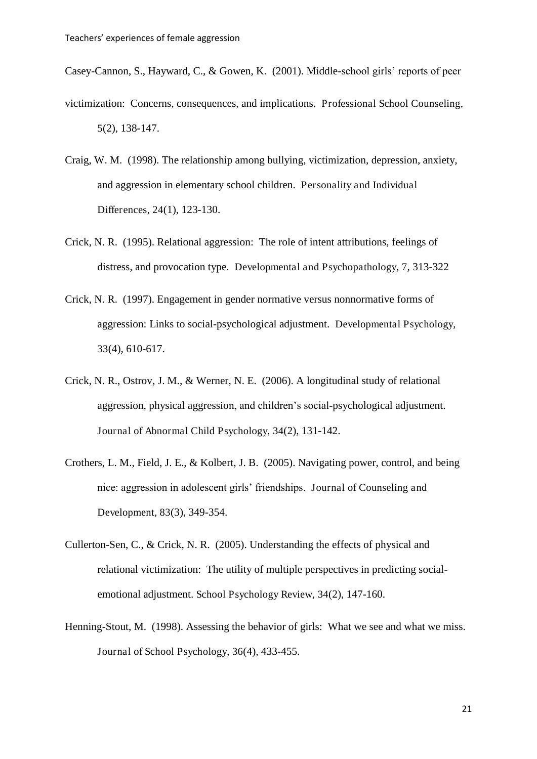Casey-Cannon, S., Hayward, C., & Gowen, K. (2001). Middle-school girls' reports of peer victimization: Concerns, consequences, and implications. Professional School Counseling, 5(2), 138-147.

Craig, W. M. (1998). The relationship among bullying, victimization, depression, anxiety, and aggression in elementary school children. Personality and Individual Differences, 24(1), 123-130.

Crick, N. R. (1995). Relational aggression: The role of intent attributions, feelings of distress, and provocation type. Developmental and Psychopathology, 7, 313-322

Crick, N. R. (1997). Engagement in gender normative versus nonnormative forms of aggression: Links to social-psychological adjustment. Developmental Psychology, 33(4), 610-617.

Crick, N. R., Ostrov, J. M., & Werner, N. E. (2006). A longitudinal study of relational aggression, physical aggression, and children's social-psychological adjustment. Journal of Abnormal Child Psychology, 34(2), 131-142.

Crothers, L. M., Field, J. E., & Kolbert, J. B. (2005). Navigating power, control, and being nice: aggression in adolescent girls' friendships. Journal of Counseling and Development, 83(3), 349-354.

Cullerton-Sen, C., & Crick, N. R. (2005). Understanding the effects of physical and relational victimization: The utility of multiple perspectives in predicting social-emotional adjustment. School Psychology Review, 34(2), 147-160.

Henning-Stout, M. (1998). Assessing the behavior of girls: What we see and what we miss. Journal of School Psychology, 36(4), 433-455.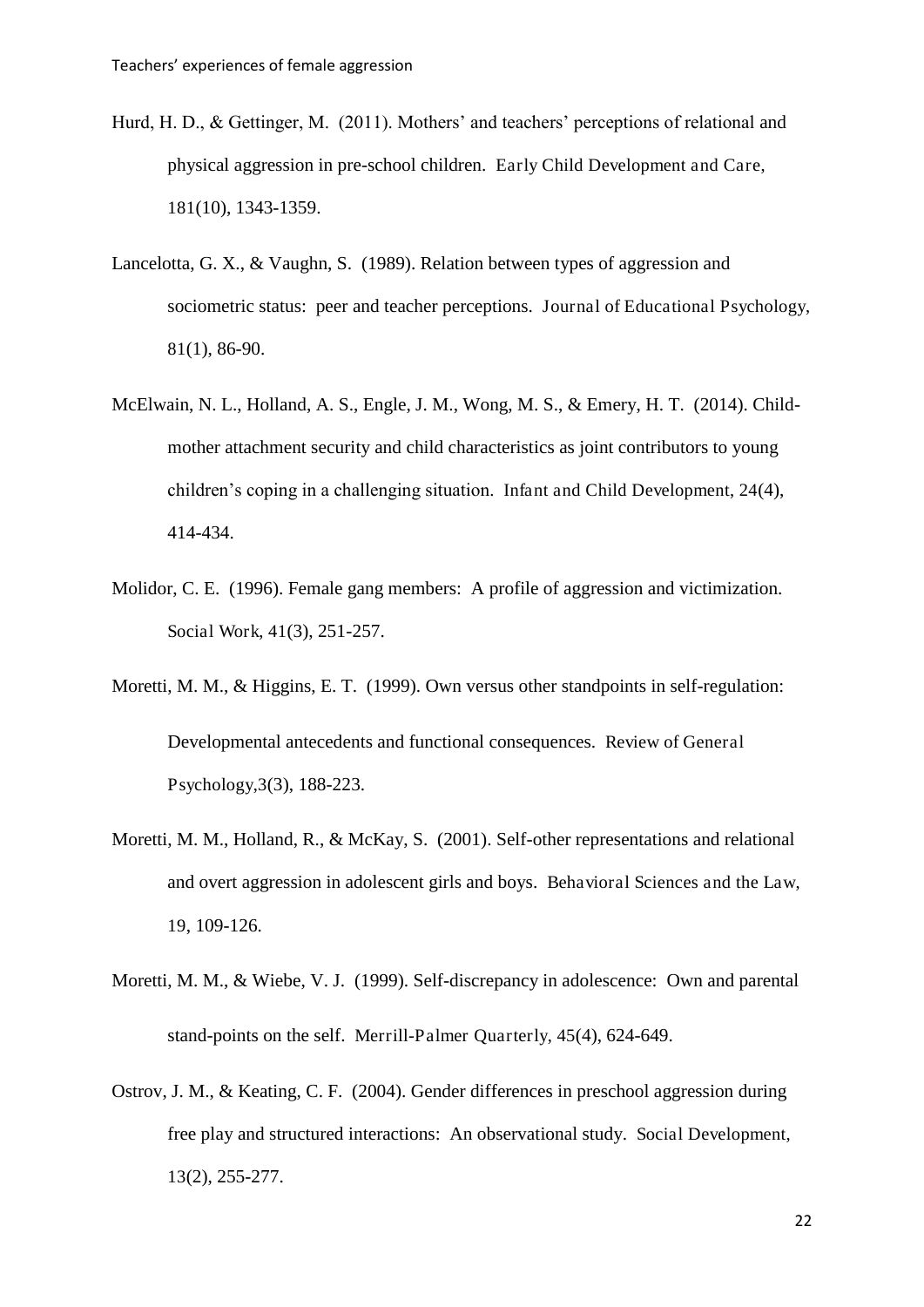Hurd, H. D., & Gettinger, M. (2011). Mothers' and teachers' perceptions of relational and physical aggression in pre-school children. Early Child Development and Care, 181(10), 1343-1359.

Lancelotta, G. X., & Vaughn, S. (1989). Relation between types of aggression and sociometric status: peer and teacher perceptions. Journal of Educational Psychology, 81(1), 86-90.

McElwain, N. L., Holland, A. S., Engle, J. M., Wong, M. S., & Emery, H. T. (2014). Child-mother attachment security and child characteristics as joint contributors to young children's coping in a challenging situation. Infant and Child Development, 24(4), 414-434.

Molidor, C. E. (1996). Female gang members: A profile of aggression and victimization. Social Work, 41(3), 251-257.

Moretti, M. M., & Higgins, E. T. (1999). Own versus other standpoints in self-regulation: Developmental antecedents and functional consequences. Review of General Psychology,3(3), 188-223.

Moretti, M. M., Holland, R., & McKay, S. (2001). Self-other representations and relational and overt aggression in adolescent girls and boys. Behavioral Sciences and the Law, 19, 109-126.

Moretti, M. M., & Wiebe, V. J. (1999). Self-discrepancy in adolescence: Own and parental stand-points on the self. Merrill-Palmer Quarterly, 45(4), 624-649.

Ostrov, J. M., & Keating, C. F. (2004). Gender differences in preschool aggression during free play and structured interactions: An observational study. Social Development, 13(2), 255-277.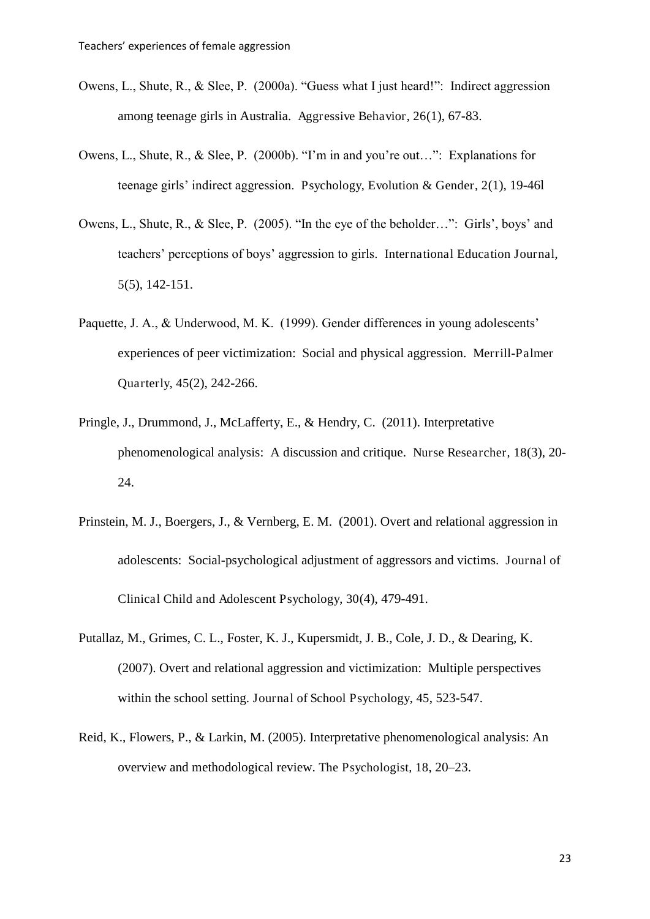Owens, L., Shute, R., & Slee, P. (2000a). "Guess what I just heard!": Indirect aggression among teenage girls in Australia. *Aggressive Behavior*, 26(1), 67-83.

Owens, L., Shute, R., & Slee, P. (2000b). "I'm in and you're out…": Explanations for teenage girls' indirect aggression. *Psychology, Evolution & Gender*, 2(1), 19-46l

Owens, L., Shute, R., & Slee, P. (2005). "In the eye of the beholder…": Girls', boys' and teachers' perceptions of boys' aggression to girls. *International Education Journal*, 5(5), 142-151.

Paquette, J. A., & Underwood, M. K. (1999). Gender differences in young adolescents' experiences of peer victimization: Social and physical aggression. *Merrill-Palmer Quarterly*, 45(2), 242-266.

Pringle, J., Drummond, J., McLafferty, E., & Hendry, C. (2011). Interpretative phenomenological analysis: A discussion and critique. *Nurse Researcher*, 18(3), 20-24.

Prinstein, M. J., Boergers, J., & Vernberg, E. M. (2001). Overt and relational aggression in adolescents: Social-psychological adjustment of aggressors and victims. *Journal of Clinical Child and Adolescent Psychology*, 30(4), 479-491.

Putallaz, M., Grimes, C. L., Foster, K. J., Kupersmidt, J. B., Cole, J. D., & Dearing, K. (2007). Overt and relational aggression and victimization: Multiple perspectives within the school setting. *Journal of School Psychology*, 45, 523-547.

Reid, K., Flowers, P., & Larkin, M. (2005). Interpretative phenomenological analysis: An overview and methodological review. *The Psychologist*, 18, 20–23.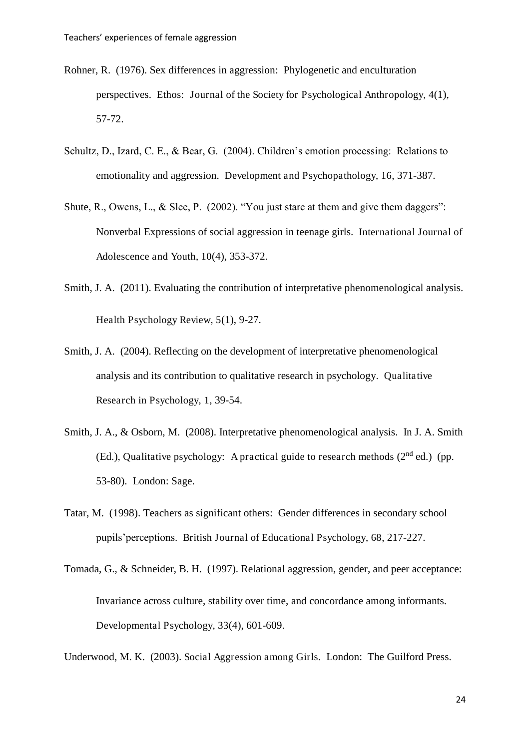Rohner, R. (1976). Sex differences in aggression: Phylogenetic and enculturation perspectives. Ethos: Journal of the Society for Psychological Anthropology, 4(1), 57-72.

Schultz, D., Izard, C. E., & Bear, G. (2004). Children's emotion processing: Relations to emotionality and aggression. Development and Psychopathology, 16, 371-387.

Shute, R., Owens, L., & Slee, P. (2002). "You just stare at them and give them daggers": Nonverbal Expressions of social aggression in teenage girls. International Journal of Adolescence and Youth, 10(4), 353-372.

Smith, J. A. (2011). Evaluating the contribution of interpretative phenomenological analysis. Health Psychology Review, 5(1), 9-27.

Smith, J. A. (2004). Reflecting on the development of interpretative phenomenological analysis and its contribution to qualitative research in psychology. Qualitative Research in Psychology, 1, 39-54.

Smith, J. A., & Osborn, M. (2008). Interpretative phenomenological analysis. In J. A. Smith (Ed.), Qualitative psychology: A practical guide to research methods (2nd ed.) (pp. 53-80). London: Sage.

Tatar, M. (1998). Teachers as significant others: Gender differences in secondary school pupils'perceptions. British Journal of Educational Psychology, 68, 217-227.

Tomada, G., & Schneider, B. H. (1997). Relational aggression, gender, and peer acceptance: Invariance across culture, stability over time, and concordance among informants. Developmental Psychology, 33(4), 601-609.

Underwood, M. K. (2003). Social Aggression among Girls. London: The Guilford Press.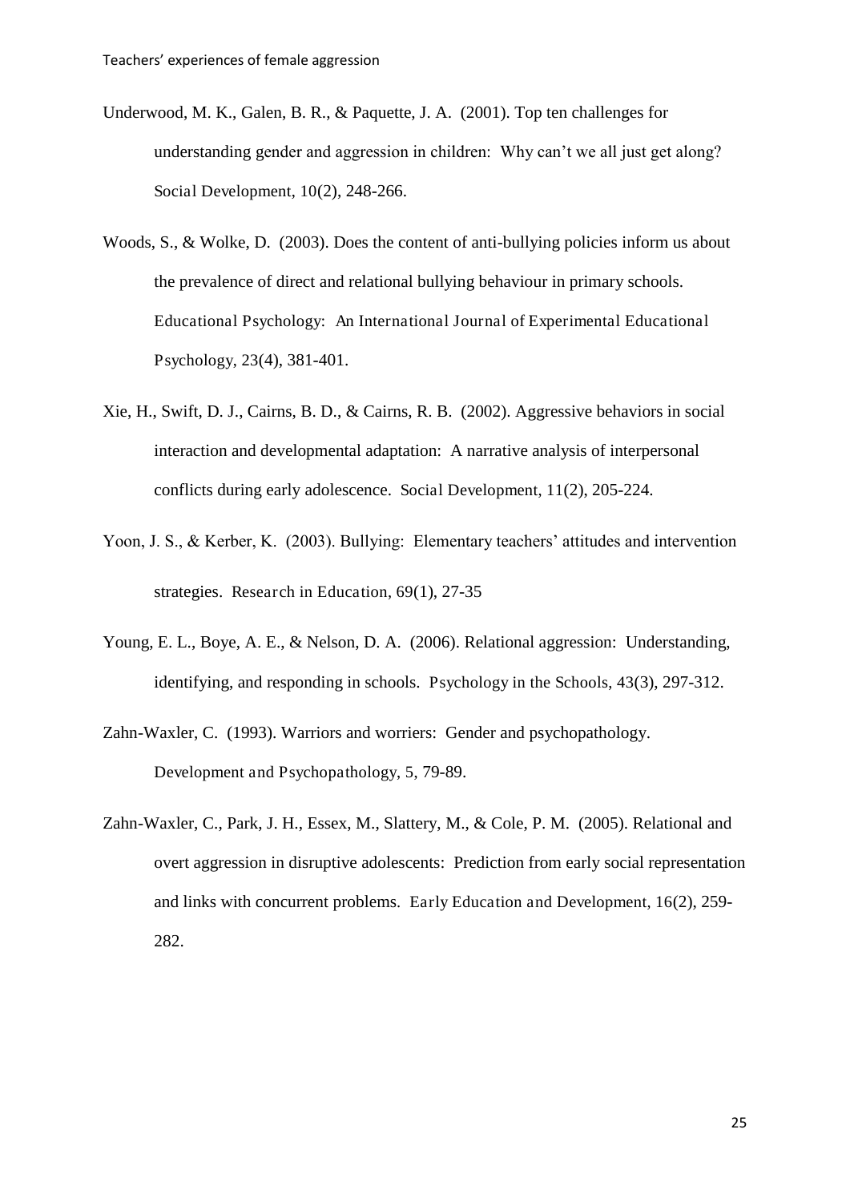Underwood, M. K., Galen, B. R., & Paquette, J. A. (2001). Top ten challenges for understanding gender and aggression in children: Why can't we all just get along? Social Development, 10(2), 248-266.

Woods, S., & Wolke, D. (2003). Does the content of anti-bullying policies inform us about the prevalence of direct and relational bullying behaviour in primary schools. Educational Psychology: An International Journal of Experimental Educational Psychology, 23(4), 381-401.

Xie, H., Swift, D. J., Cairns, B. D., & Cairns, R. B. (2002). Aggressive behaviors in social interaction and developmental adaptation: A narrative analysis of interpersonal conflicts during early adolescence. Social Development, 11(2), 205-224.

Yoon, J. S., & Kerber, K. (2003). Bullying: Elementary teachers' attitudes and intervention strategies. Research in Education, 69(1), 27-35

Young, E. L., Boye, A. E., & Nelson, D. A. (2006). Relational aggression: Understanding, identifying, and responding in schools. Psychology in the Schools, 43(3), 297-312.

Zahn-Waxler, C. (1993). Warriors and worriers: Gender and psychopathology. Development and Psychopathology, 5, 79-89.

Zahn-Waxler, C., Park, J. H., Essex, M., Slattery, M., & Cole, P. M. (2005). Relational and overt aggression in disruptive adolescents: Prediction from early social representation and links with concurrent problems. Early Education and Development, 16(2), 259-282.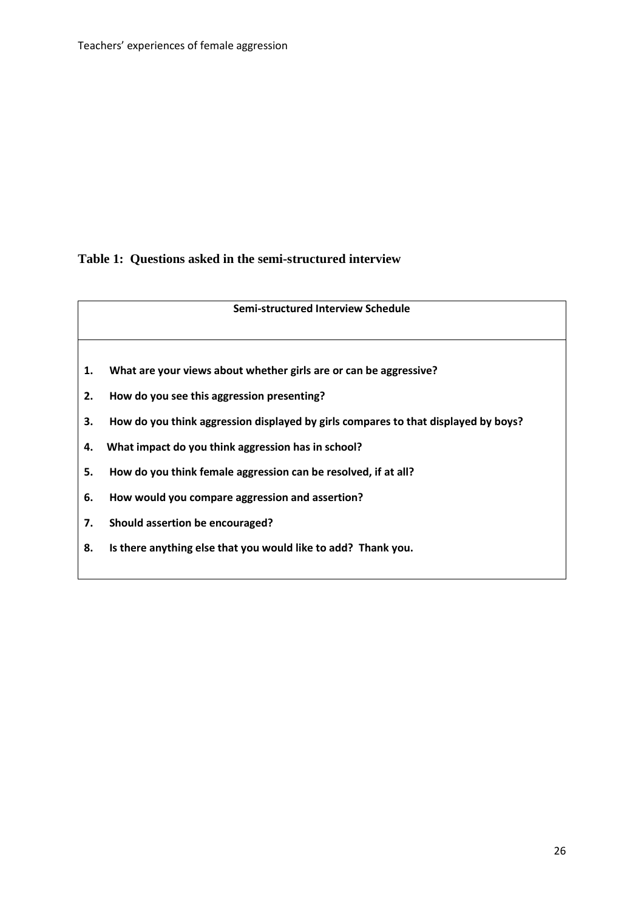**Table 1: Questions asked in the semi-structured interview**

| Semi-structured Interview Schedule |
| --- |
| **1. What are your views about whether girls are or can be aggressive?**<br>**2. How do you see this aggression presenting?**<br>**3. How do you think aggression displayed by girls compares to that displayed by boys?**<br>**4. What impact do you think aggression has in school?**<br>**5. How do you think female aggression can be resolved, if at all?**<br>**6. How would you compare aggression and assertion?**<br>**7. Should assertion be encouraged?**<br>**8. Is there anything else that you would like to add? Thank you.** |